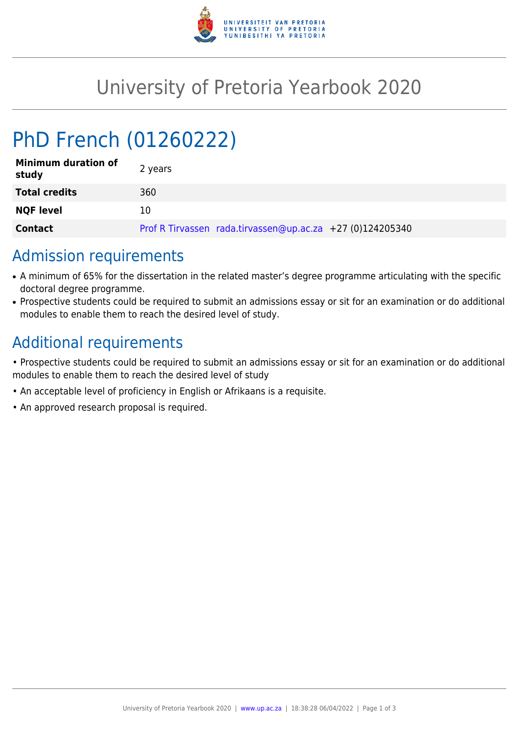# University of Pretoria Yearbook 2020

## PhD French (01260222)

| | |
|---|---|
| **Minimum duration of study** | 2 years |
| **Total credits** | 360 |
| **NQF level** | 10 |
| **Contact** | Prof R Tirvassen rada.tirvassen@up.ac.za +27 (0)124205340 |

## Admission requirements

- A minimum of 65% for the dissertation in the related master's degree programme articulating with the specific doctoral degree programme.
- Prospective students could be required to submit an admissions essay or sit for an examination or do additional modules to enable them to reach the desired level of study.

## Additional requirements

• Prospective students could be required to submit an admissions essay or sit for an examination or do additional modules to enable them to reach the desired level of study

• An acceptable level of proficiency in English or Afrikaans is a requisite.

• An approved research proposal is required.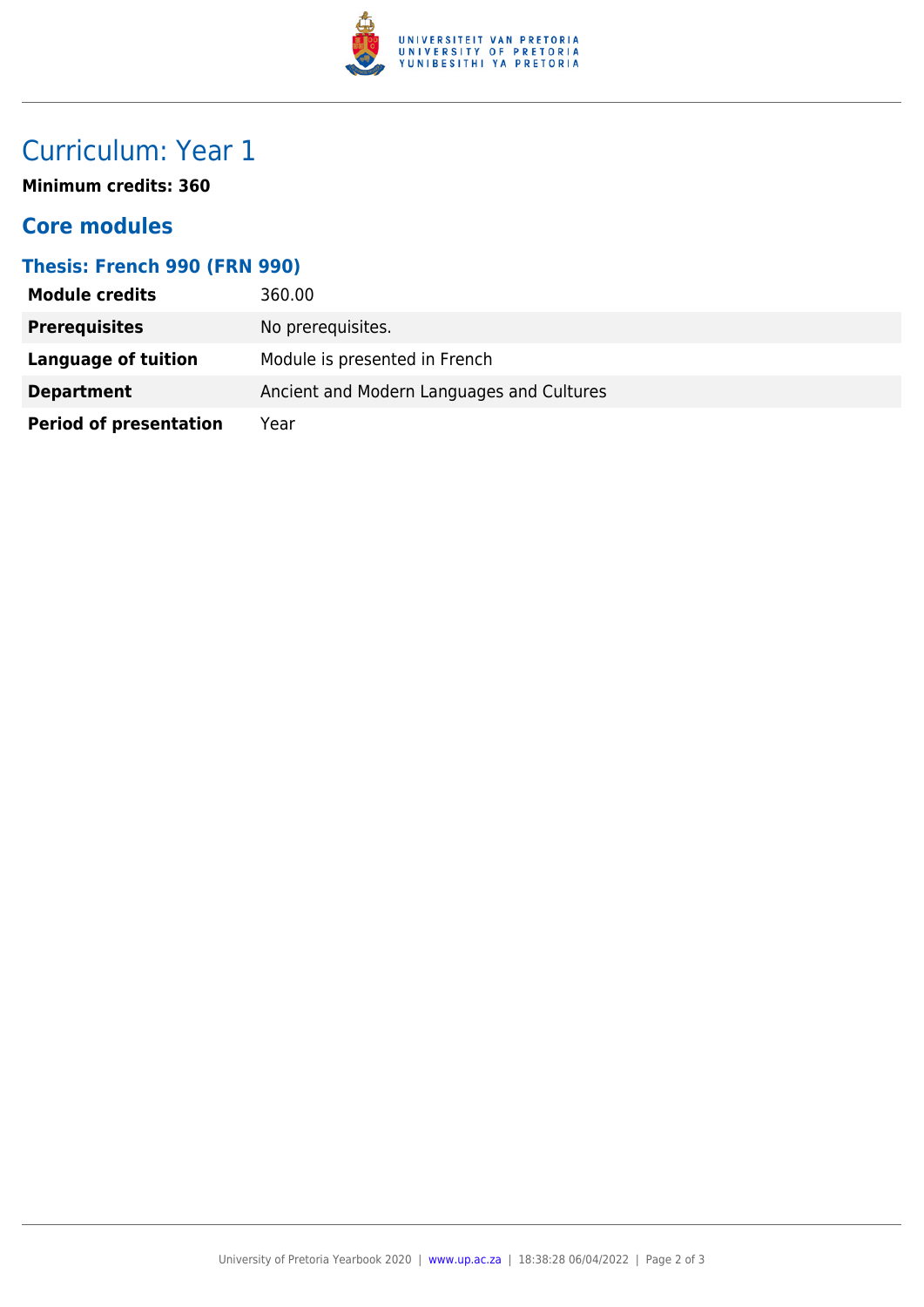# Curriculum: Year 1

**Minimum credits: 360**

## Core modules

### Thesis: French 990 (FRN 990)

| | |
|---|---|
| **Module credits** | 360.00 |
| **Prerequisites** | No prerequisites. |
| **Language of tuition** | Module is presented in French |
| **Department** | Ancient and Modern Languages and Cultures |
| **Period of presentation** | Year |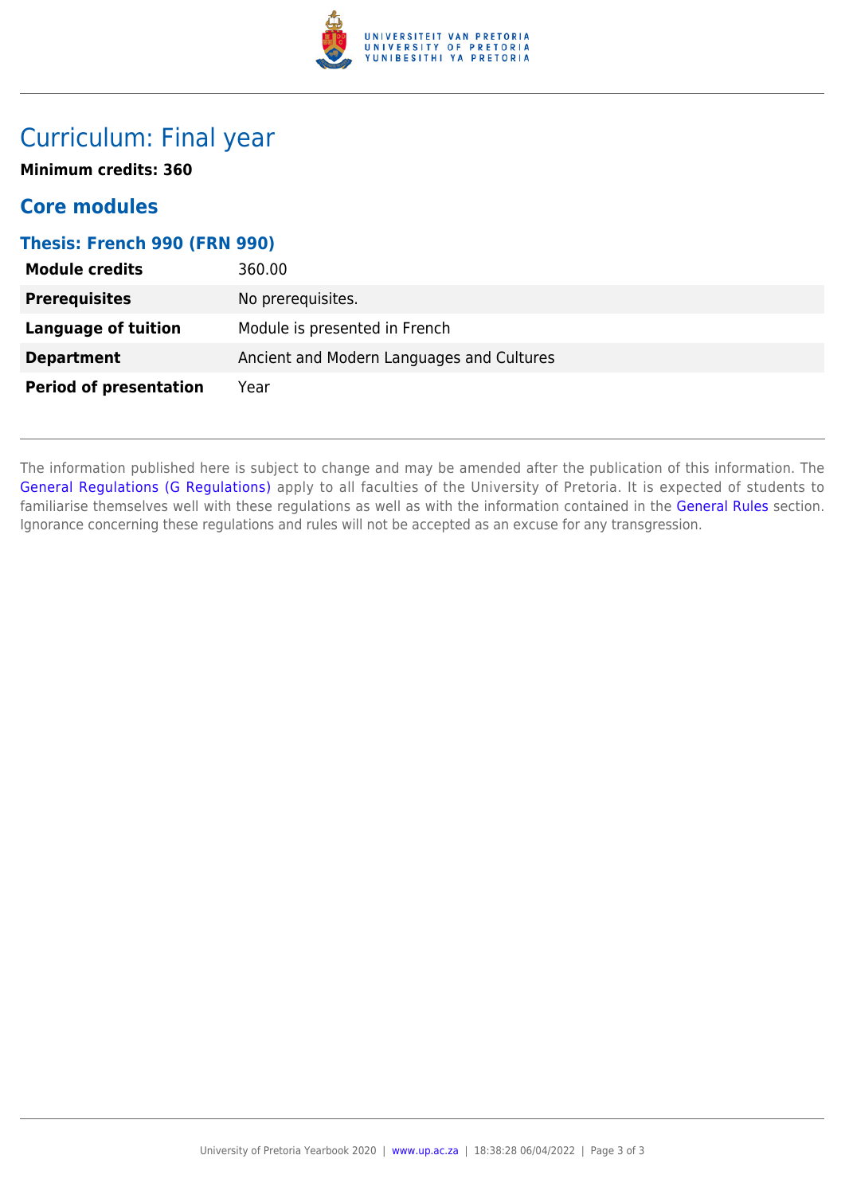## Curriculum: Final year

**Minimum credits: 360**

### Core modules

#### Thesis: French 990 (FRN 990)

| | |
|---|---|
| **Module credits** | 360.00 |
| **Prerequisites** | No prerequisites. |
| **Language of tuition** | Module is presented in French |
| **Department** | Ancient and Modern Languages and Cultures |
| **Period of presentation** | Year |

The information published here is subject to change and may be amended after the publication of this information. The General Regulations (G Regulations) apply to all faculties of the University of Pretoria. It is expected of students to familiarise themselves well with these regulations as well as with the information contained in the General Rules section. Ignorance concerning these regulations and rules will not be accepted as an excuse for any transgression.